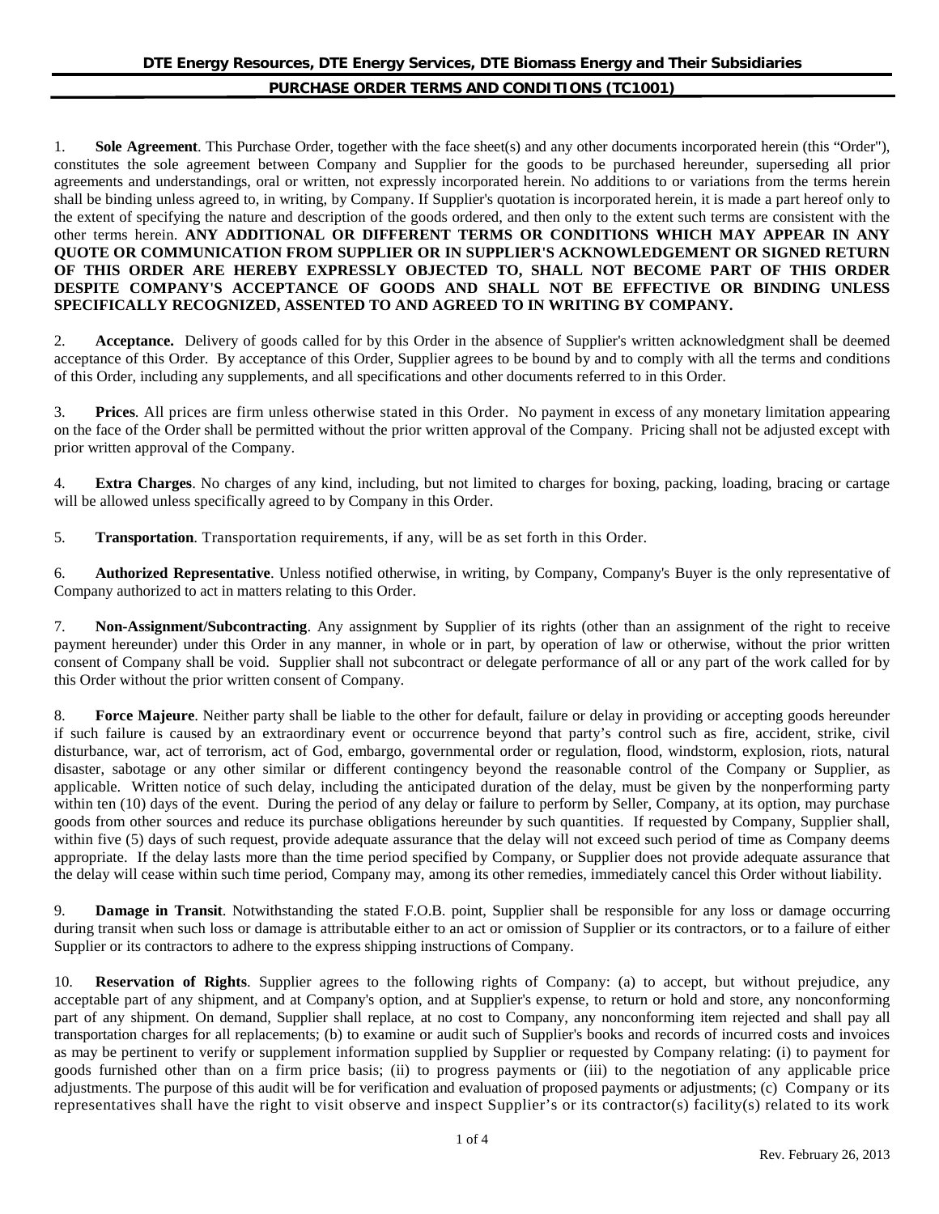# DTE Energy Resources, DTE Energy Services, DTE Biomass Energy and Their Subsidiaries

## PURCHASE ORDER TERMS AND CONDITIONS (TC1001)

1. **Sole Agreement**. This Purchase Order, together with the face sheet(s) and any other documents incorporated herein (this "Order"), constitutes the sole agreement between Company and Supplier for the goods to be purchased hereunder, superseding all prior agreements and understandings, oral or written, not expressly incorporated herein. No additions to or variations from the terms herein shall be binding unless agreed to, in writing, by Company. If Supplier's quotation is incorporated herein, it is made a part hereof only to the extent of specifying the nature and description of the goods ordered, and then only to the extent such terms are consistent with the other terms herein. **ANY ADDITIONAL OR DIFFERENT TERMS OR CONDITIONS WHICH MAY APPEAR IN ANY QUOTE OR COMMUNICATION FROM SUPPLIER OR IN SUPPLIER'S ACKNOWLEDGEMENT OR SIGNED RETURN OF THIS ORDER ARE HEREBY EXPRESSLY OBJECTED TO, SHALL NOT BECOME PART OF THIS ORDER DESPITE COMPANY'S ACCEPTANCE OF GOODS AND SHALL NOT BE EFFECTIVE OR BINDING UNLESS SPECIFICALLY RECOGNIZED, ASSENTED TO AND AGREED TO IN WRITING BY COMPANY.**

2. **Acceptance.** Delivery of goods called for by this Order in the absence of Supplier's written acknowledgment shall be deemed acceptance of this Order. By acceptance of this Order, Supplier agrees to be bound by and to comply with all the terms and conditions of this Order, including any supplements, and all specifications and other documents referred to in this Order.

3. **Prices**. All prices are firm unless otherwise stated in this Order. No payment in excess of any monetary limitation appearing on the face of the Order shall be permitted without the prior written approval of the Company. Pricing shall not be adjusted except with prior written approval of the Company.

4. **Extra Charges**. No charges of any kind, including, but not limited to charges for boxing, packing, loading, bracing or cartage will be allowed unless specifically agreed to by Company in this Order.

5. **Transportation**. Transportation requirements, if any, will be as set forth in this Order.

6. **Authorized Representative**. Unless notified otherwise, in writing, by Company, Company's Buyer is the only representative of Company authorized to act in matters relating to this Order.

7. **Non-Assignment/Subcontracting**. Any assignment by Supplier of its rights (other than an assignment of the right to receive payment hereunder) under this Order in any manner, in whole or in part, by operation of law or otherwise, without the prior written consent of Company shall be void. Supplier shall not subcontract or delegate performance of all or any part of the work called for by this Order without the prior written consent of Company.

8. **Force Majeure**. Neither party shall be liable to the other for default, failure or delay in providing or accepting goods hereunder if such failure is caused by an extraordinary event or occurrence beyond that party's control such as fire, accident, strike, civil disturbance, war, act of terrorism, act of God, embargo, governmental order or regulation, flood, windstorm, explosion, riots, natural disaster, sabotage or any other similar or different contingency beyond the reasonable control of the Company or Supplier, as applicable. Written notice of such delay, including the anticipated duration of the delay, must be given by the nonperforming party within ten (10) days of the event. During the period of any delay or failure to perform by Seller, Company, at its option, may purchase goods from other sources and reduce its purchase obligations hereunder by such quantities. If requested by Company, Supplier shall, within five (5) days of such request, provide adequate assurance that the delay will not exceed such period of time as Company deems appropriate. If the delay lasts more than the time period specified by Company, or Supplier does not provide adequate assurance that the delay will cease within such time period, Company may, among its other remedies, immediately cancel this Order without liability.

9. **Damage in Transit**. Notwithstanding the stated F.O.B. point, Supplier shall be responsible for any loss or damage occurring during transit when such loss or damage is attributable either to an act or omission of Supplier or its contractors, or to a failure of either Supplier or its contractors to adhere to the express shipping instructions of Company.

10. **Reservation of Rights**. Supplier agrees to the following rights of Company: (a) to accept, but without prejudice, any acceptable part of any shipment, and at Company's option, and at Supplier's expense, to return or hold and store, any nonconforming part of any shipment. On demand, Supplier shall replace, at no cost to Company, any nonconforming item rejected and shall pay all transportation charges for all replacements; (b) to examine or audit such of Supplier's books and records of incurred costs and invoices as may be pertinent to verify or supplement information supplied by Supplier or requested by Company relating: (i) to payment for goods furnished other than on a firm price basis; (ii) to progress payments or (iii) to the negotiation of any applicable price adjustments. The purpose of this audit will be for verification and evaluation of proposed payments or adjustments; (c) Company or its representatives shall have the right to visit observe and inspect Supplier's or its contractor(s) facility(s) related to its work

Rev. February 26, 2013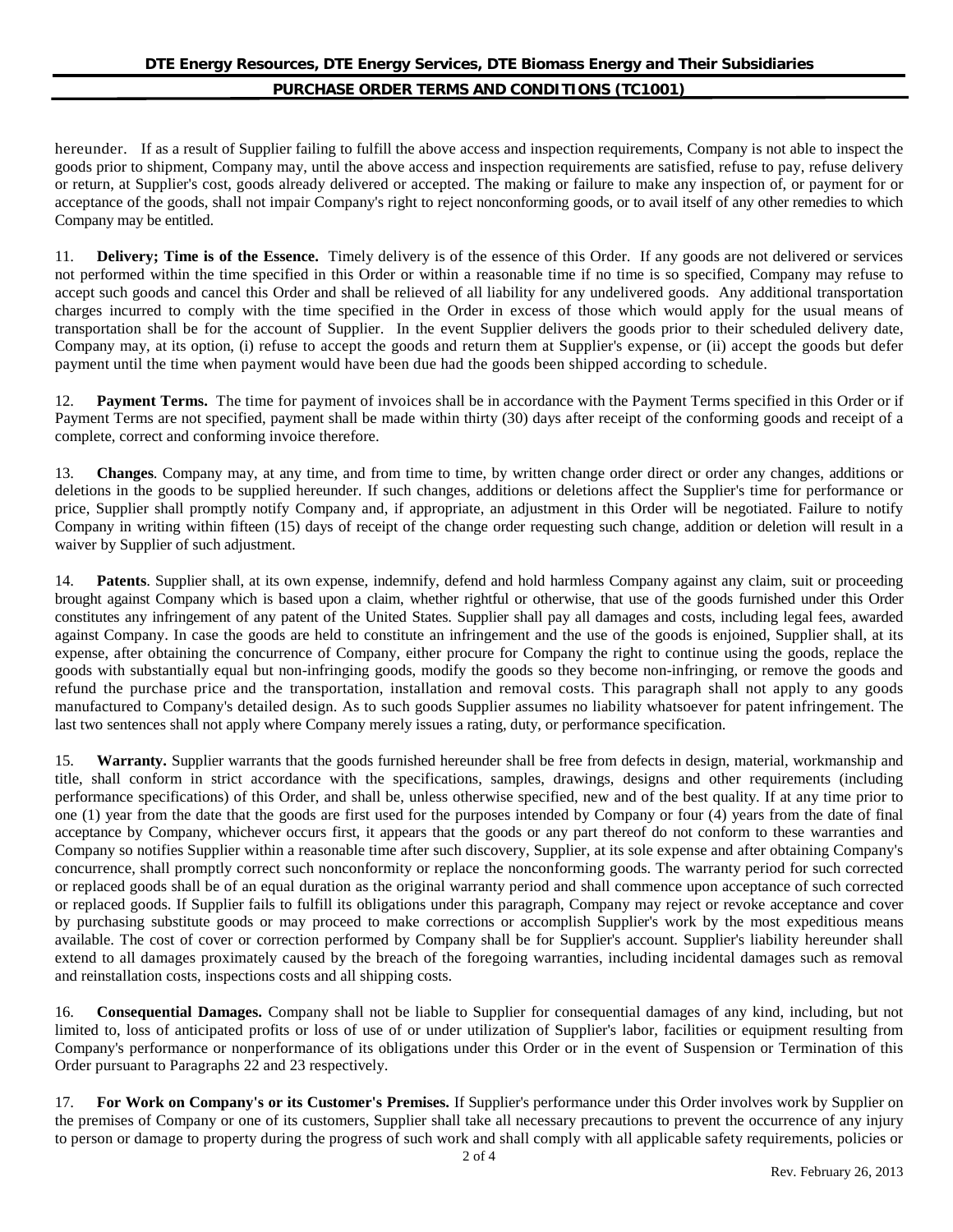hereunder. If as a result of Supplier failing to fulfill the above access and inspection requirements, Company is not able to inspect the goods prior to shipment, Company may, until the above access and inspection requirements are satisfied, refuse to pay, refuse delivery or return, at Supplier's cost, goods already delivered or accepted. The making or failure to make any inspection of, or payment for or acceptance of the goods, shall not impair Company's right to reject nonconforming goods, or to avail itself of any other remedies to which Company may be entitled.

11. **Delivery; Time is of the Essence.** Timely delivery is of the essence of this Order. If any goods are not delivered or services not performed within the time specified in this Order or within a reasonable time if no time is so specified, Company may refuse to accept such goods and cancel this Order and shall be relieved of all liability for any undelivered goods. Any additional transportation charges incurred to comply with the time specified in the Order in excess of those which would apply for the usual means of transportation shall be for the account of Supplier. In the event Supplier delivers the goods prior to their scheduled delivery date, Company may, at its option, (i) refuse to accept the goods and return them at Supplier's expense, or (ii) accept the goods but defer payment until the time when payment would have been due had the goods been shipped according to schedule.

12. **Payment Terms.** The time for payment of invoices shall be in accordance with the Payment Terms specified in this Order or if Payment Terms are not specified, payment shall be made within thirty (30) days after receipt of the conforming goods and receipt of a complete, correct and conforming invoice therefore.

13. **Changes**. Company may, at any time, and from time to time, by written change order direct or order any changes, additions or deletions in the goods to be supplied hereunder. If such changes, additions or deletions affect the Supplier's time for performance or price, Supplier shall promptly notify Company and, if appropriate, an adjustment in this Order will be negotiated. Failure to notify Company in writing within fifteen (15) days of receipt of the change order requesting such change, addition or deletion will result in a waiver by Supplier of such adjustment.

14. **Patents**. Supplier shall, at its own expense, indemnify, defend and hold harmless Company against any claim, suit or proceeding brought against Company which is based upon a claim, whether rightful or otherwise, that use of the goods furnished under this Order constitutes any infringement of any patent of the United States. Supplier shall pay all damages and costs, including legal fees, awarded against Company. In case the goods are held to constitute an infringement and the use of the goods is enjoined, Supplier shall, at its expense, after obtaining the concurrence of Company, either procure for Company the right to continue using the goods, replace the goods with substantially equal but non-infringing goods, modify the goods so they become non-infringing, or remove the goods and refund the purchase price and the transportation, installation and removal costs. This paragraph shall not apply to any goods manufactured to Company's detailed design. As to such goods Supplier assumes no liability whatsoever for patent infringement. The last two sentences shall not apply where Company merely issues a rating, duty, or performance specification.

15. **Warranty.** Supplier warrants that the goods furnished hereunder shall be free from defects in design, material, workmanship and title, shall conform in strict accordance with the specifications, samples, drawings, designs and other requirements (including performance specifications) of this Order, and shall be, unless otherwise specified, new and of the best quality. If at any time prior to one (1) year from the date that the goods are first used for the purposes intended by Company or four (4) years from the date of final acceptance by Company, whichever occurs first, it appears that the goods or any part thereof do not conform to these warranties and Company so notifies Supplier within a reasonable time after such discovery, Supplier, at its sole expense and after obtaining Company's concurrence, shall promptly correct such nonconformity or replace the nonconforming goods. The warranty period for such corrected or replaced goods shall be of an equal duration as the original warranty period and shall commence upon acceptance of such corrected or replaced goods. If Supplier fails to fulfill its obligations under this paragraph, Company may reject or revoke acceptance and cover by purchasing substitute goods or may proceed to make corrections or accomplish Supplier's work by the most expeditious means available. The cost of cover or correction performed by Company shall be for Supplier's account. Supplier's liability hereunder shall extend to all damages proximately caused by the breach of the foregoing warranties, including incidental damages such as removal and reinstallation costs, inspections costs and all shipping costs.

16. **Consequential Damages.** Company shall not be liable to Supplier for consequential damages of any kind, including, but not limited to, loss of anticipated profits or loss of use of or under utilization of Supplier's labor, facilities or equipment resulting from Company's performance or nonperformance of its obligations under this Order or in the event of Suspension or Termination of this Order pursuant to Paragraphs 22 and 23 respectively.

17. **For Work on Company's or its Customer's Premises.** If Supplier's performance under this Order involves work by Supplier on the premises of Company or one of its customers, Supplier shall take all necessary precautions to prevent the occurrence of any injury to person or damage to property during the progress of such work and shall comply with all applicable safety requirements, policies or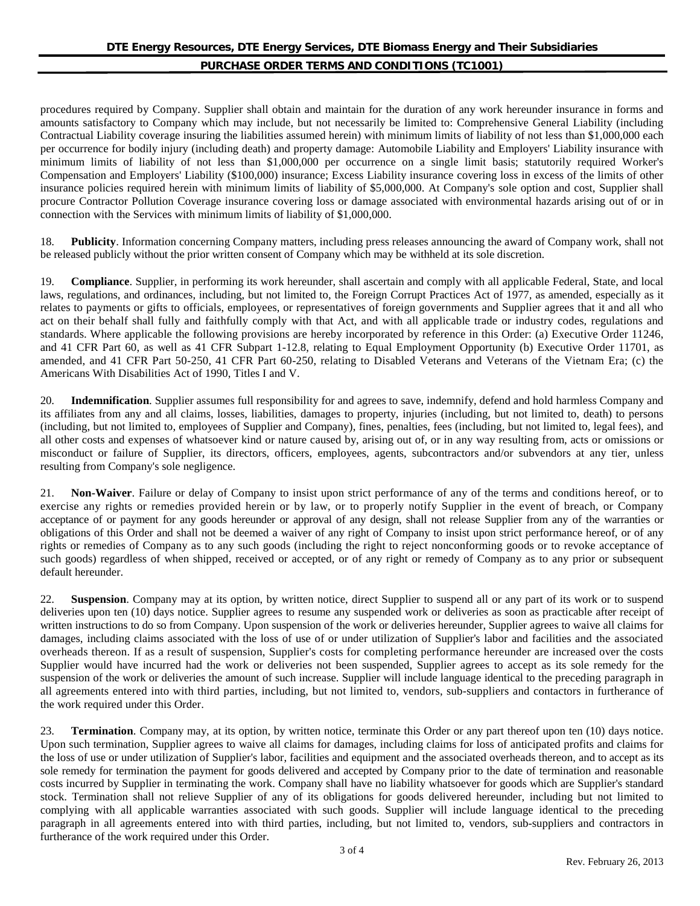procedures required by Company. Supplier shall obtain and maintain for the duration of any work hereunder insurance in forms and amounts satisfactory to Company which may include, but not necessarily be limited to: Comprehensive General Liability (including Contractual Liability coverage insuring the liabilities assumed herein) with minimum limits of liability of not less than $1,000,000 each per occurrence for bodily injury (including death) and property damage: Automobile Liability and Employers' Liability insurance with minimum limits of liability of not less than $1,000,000 per occurrence on a single limit basis; statutorily required Worker's Compensation and Employers' Liability ($100,000) insurance; Excess Liability insurance covering loss in excess of the limits of other insurance policies required herein with minimum limits of liability of $5,000,000. At Company's sole option and cost, Supplier shall procure Contractor Pollution Coverage insurance covering loss or damage associated with environmental hazards arising out of or in connection with the Services with minimum limits of liability of $1,000,000.

18. **Publicity**. Information concerning Company matters, including press releases announcing the award of Company work, shall not be released publicly without the prior written consent of Company which may be withheld at its sole discretion.

19. **Compliance**. Supplier, in performing its work hereunder, shall ascertain and comply with all applicable Federal, State, and local laws, regulations, and ordinances, including, but not limited to, the Foreign Corrupt Practices Act of 1977, as amended, especially as it relates to payments or gifts to officials, employees, or representatives of foreign governments and Supplier agrees that it and all who act on their behalf shall fully and faithfully comply with that Act, and with all applicable trade or industry codes, regulations and standards. Where applicable the following provisions are hereby incorporated by reference in this Order: (a) Executive Order 11246, and 41 CFR Part 60, as well as 41 CFR Subpart 1-12.8, relating to Equal Employment Opportunity (b) Executive Order 11701, as amended, and 41 CFR Part 50-250, 41 CFR Part 60-250, relating to Disabled Veterans and Veterans of the Vietnam Era; (c) the Americans With Disabilities Act of 1990, Titles I and V.

20. **Indemnification**. Supplier assumes full responsibility for and agrees to save, indemnify, defend and hold harmless Company and its affiliates from any and all claims, losses, liabilities, damages to property, injuries (including, but not limited to, death) to persons (including, but not limited to, employees of Supplier and Company), fines, penalties, fees (including, but not limited to, legal fees), and all other costs and expenses of whatsoever kind or nature caused by, arising out of, or in any way resulting from, acts or omissions or misconduct or failure of Supplier, its directors, officers, employees, agents, subcontractors and/or subvendors at any tier, unless resulting from Company's sole negligence.

21. **Non-Waiver**. Failure or delay of Company to insist upon strict performance of any of the terms and conditions hereof, or to exercise any rights or remedies provided herein or by law, or to properly notify Supplier in the event of breach, or Company acceptance of or payment for any goods hereunder or approval of any design, shall not release Supplier from any of the warranties or obligations of this Order and shall not be deemed a waiver of any right of Company to insist upon strict performance hereof, or of any rights or remedies of Company as to any such goods (including the right to reject nonconforming goods or to revoke acceptance of such goods) regardless of when shipped, received or accepted, or of any right or remedy of Company as to any prior or subsequent default hereunder.

22. **Suspension**. Company may at its option, by written notice, direct Supplier to suspend all or any part of its work or to suspend deliveries upon ten (10) days notice. Supplier agrees to resume any suspended work or deliveries as soon as practicable after receipt of written instructions to do so from Company. Upon suspension of the work or deliveries hereunder, Supplier agrees to waive all claims for damages, including claims associated with the loss of use of or under utilization of Supplier's labor and facilities and the associated overheads thereon. If as a result of suspension, Supplier's costs for completing performance hereunder are increased over the costs Supplier would have incurred had the work or deliveries not been suspended, Supplier agrees to accept as its sole remedy for the suspension of the work or deliveries the amount of such increase. Supplier will include language identical to the preceding paragraph in all agreements entered into with third parties, including, but not limited to, vendors, sub-suppliers and contactors in furtherance of the work required under this Order.

23. **Termination**. Company may, at its option, by written notice, terminate this Order or any part thereof upon ten (10) days notice. Upon such termination, Supplier agrees to waive all claims for damages, including claims for loss of anticipated profits and claims for the loss of use or under utilization of Supplier's labor, facilities and equipment and the associated overheads thereon, and to accept as its sole remedy for termination the payment for goods delivered and accepted by Company prior to the date of termination and reasonable costs incurred by Supplier in terminating the work. Company shall have no liability whatsoever for goods which are Supplier's standard stock. Termination shall not relieve Supplier of any of its obligations for goods delivered hereunder, including but not limited to complying with all applicable warranties associated with such goods. Supplier will include language identical to the preceding paragraph in all agreements entered into with third parties, including, but not limited to, vendors, sub-suppliers and contractors in furtherance of the work required under this Order.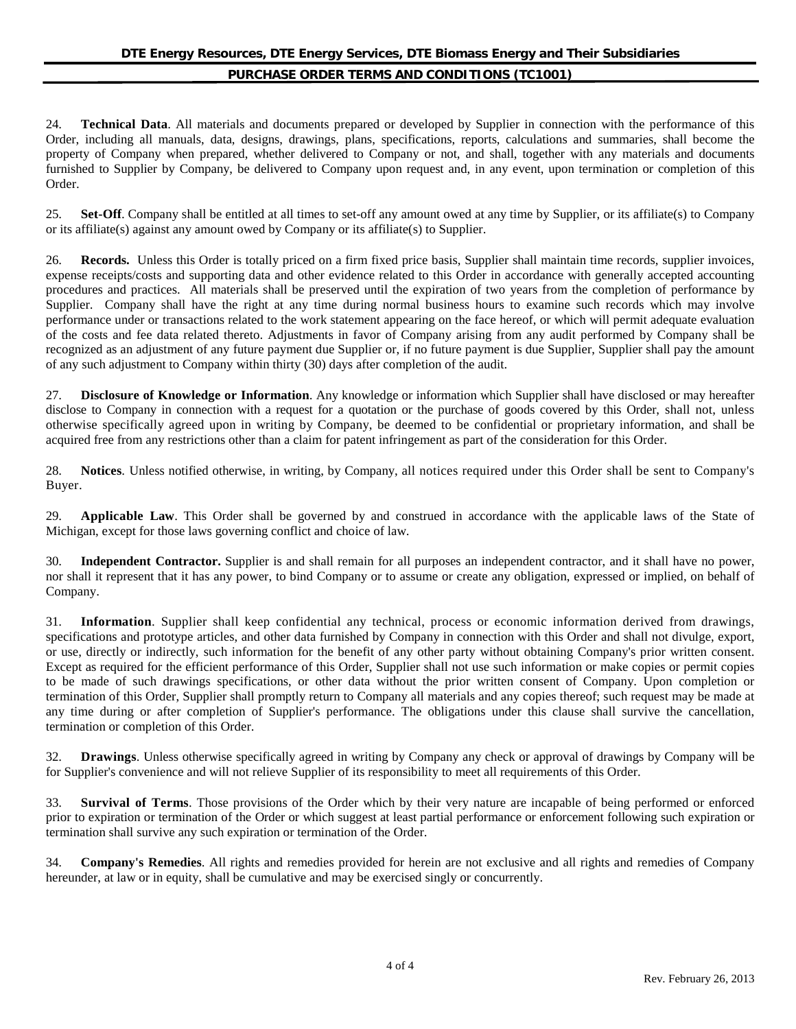24. **Technical Data**. All materials and documents prepared or developed by Supplier in connection with the performance of this Order, including all manuals, data, designs, drawings, plans, specifications, reports, calculations and summaries, shall become the property of Company when prepared, whether delivered to Company or not, and shall, together with any materials and documents furnished to Supplier by Company, be delivered to Company upon request and, in any event, upon termination or completion of this Order.

25. **Set-Off**. Company shall be entitled at all times to set-off any amount owed at any time by Supplier, or its affiliate(s) to Company or its affiliate(s) against any amount owed by Company or its affiliate(s) to Supplier.

26. **Records.** Unless this Order is totally priced on a firm fixed price basis, Supplier shall maintain time records, supplier invoices, expense receipts/costs and supporting data and other evidence related to this Order in accordance with generally accepted accounting procedures and practices. All materials shall be preserved until the expiration of two years from the completion of performance by Supplier. Company shall have the right at any time during normal business hours to examine such records which may involve performance under or transactions related to the work statement appearing on the face hereof, or which will permit adequate evaluation of the costs and fee data related thereto. Adjustments in favor of Company arising from any audit performed by Company shall be recognized as an adjustment of any future payment due Supplier or, if no future payment is due Supplier, Supplier shall pay the amount of any such adjustment to Company within thirty (30) days after completion of the audit.

27. **Disclosure of Knowledge or Information**. Any knowledge or information which Supplier shall have disclosed or may hereafter disclose to Company in connection with a request for a quotation or the purchase of goods covered by this Order, shall not, unless otherwise specifically agreed upon in writing by Company, be deemed to be confidential or proprietary information, and shall be acquired free from any restrictions other than a claim for patent infringement as part of the consideration for this Order.

28. **Notices**. Unless notified otherwise, in writing, by Company, all notices required under this Order shall be sent to Company's Buyer.

29. **Applicable Law**. This Order shall be governed by and construed in accordance with the applicable laws of the State of Michigan, except for those laws governing conflict and choice of law.

30. **Independent Contractor.** Supplier is and shall remain for all purposes an independent contractor, and it shall have no power, nor shall it represent that it has any power, to bind Company or to assume or create any obligation, expressed or implied, on behalf of Company.

31. **Information**. Supplier shall keep confidential any technical, process or economic information derived from drawings, specifications and prototype articles, and other data furnished by Company in connection with this Order and shall not divulge, export, or use, directly or indirectly, such information for the benefit of any other party without obtaining Company's prior written consent. Except as required for the efficient performance of this Order, Supplier shall not use such information or make copies or permit copies to be made of such drawings specifications, or other data without the prior written consent of Company. Upon completion or termination of this Order, Supplier shall promptly return to Company all materials and any copies thereof; such request may be made at any time during or after completion of Supplier's performance. The obligations under this clause shall survive the cancellation, termination or completion of this Order.

32. **Drawings**. Unless otherwise specifically agreed in writing by Company any check or approval of drawings by Company will be for Supplier's convenience and will not relieve Supplier of its responsibility to meet all requirements of this Order.

33. **Survival of Terms**. Those provisions of the Order which by their very nature are incapable of being performed or enforced prior to expiration or termination of the Order or which suggest at least partial performance or enforcement following such expiration or termination shall survive any such expiration or termination of the Order.

34. **Company's Remedies**. All rights and remedies provided for herein are not exclusive and all rights and remedies of Company hereunder, at law or in equity, shall be cumulative and may be exercised singly or concurrently.

Rev. February 26, 2013